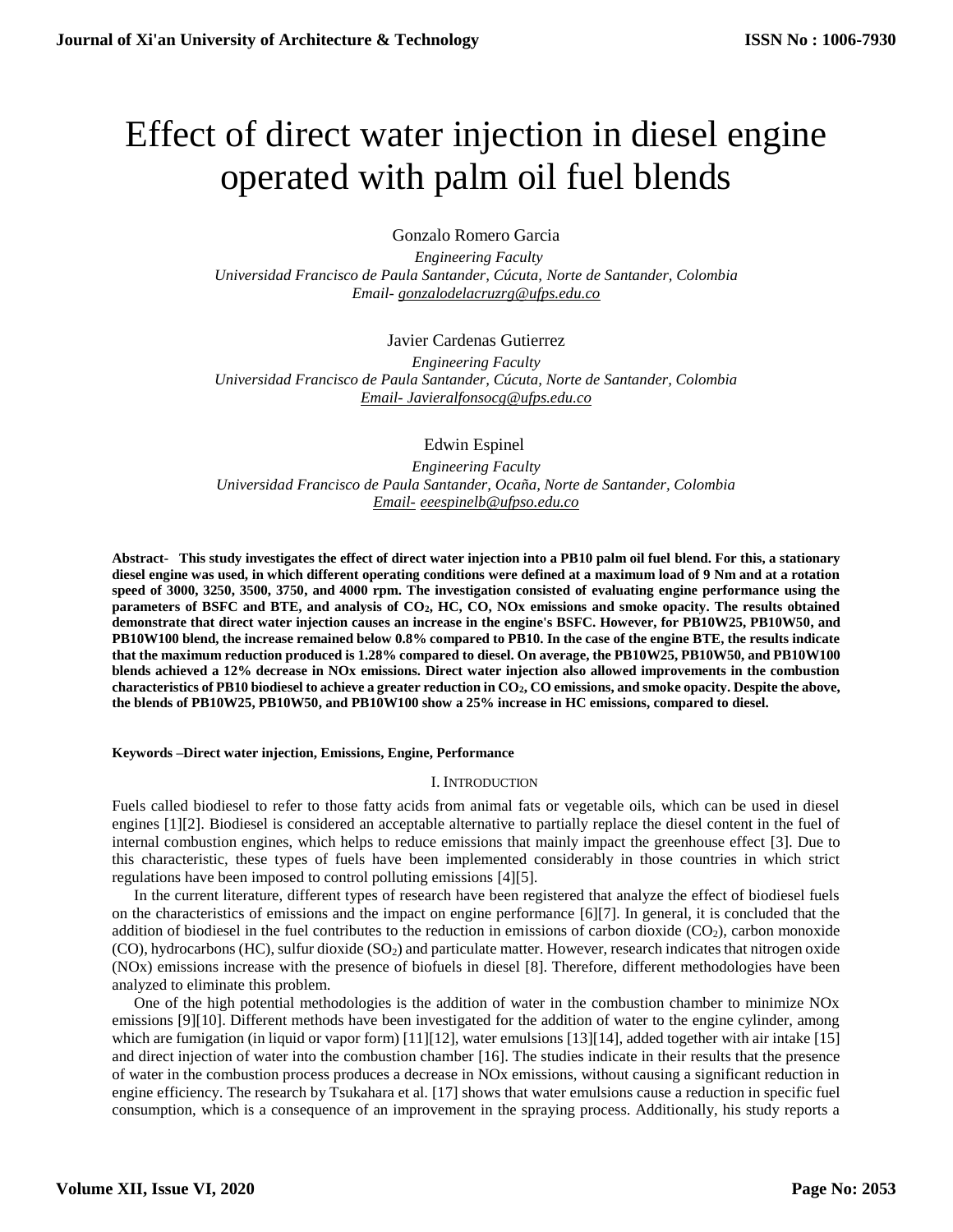# Effect of direct water injection in diesel engine operated with palm oil fuel blends

Gonzalo Romero Garcia

*Engineering Faculty*
*Universidad Francisco de Paula Santander, Cúcuta, Norte de Santander, Colombia*
*Email- gonzalodelacruzrg@ufps.edu.co*

Javier Cardenas Gutierrez

*Engineering Faculty*
*Universidad Francisco de Paula Santander, Cúcuta, Norte de Santander, Colombia*
*Email- Javieralfonsocg@ufps.edu.co*

Edwin Espinel

*Engineering Faculty*
*Universidad Francisco de Paula Santander, Ocaña, Norte de Santander, Colombia*
*Email- eeespinelb@ufpso.edu.co*

**Abstract- This study investigates the effect of direct water injection into a PB10 palm oil fuel blend. For this, a stationary diesel engine was used, in which different operating conditions were defined at a maximum load of 9 Nm and at a rotation speed of 3000, 3250, 3500, 3750, and 4000 rpm. The investigation consisted of evaluating engine performance using the parameters of BSFC and BTE, and analysis of $CO_2$, HC, CO, NOx emissions and smoke opacity. The results obtained demonstrate that direct water injection causes an increase in the engine's BSFC. However, for PB10W25, PB10W50, and PB10W100 blend, the increase remained below 0.8% compared to PB10. In the case of the engine BTE, the results indicate that the maximum reduction produced is 1.28% compared to diesel. On average, the PB10W25, PB10W50, and PB10W100 blends achieved a 12% decrease in NOx emissions. Direct water injection also allowed improvements in the combustion characteristics of PB10 biodiesel to achieve a greater reduction in $CO_2$, CO emissions, and smoke opacity. Despite the above, the blends of PB10W25, PB10W50, and PB10W100 show a 25% increase in HC emissions, compared to diesel.**

**Keywords –Direct water injection, Emissions, Engine, Performance**

## I. Introduction

Fuels called biodiesel to refer to those fatty acids from animal fats or vegetable oils, which can be used in diesel engines [1][2]. Biodiesel is considered an acceptable alternative to partially replace the diesel content in the fuel of internal combustion engines, which helps to reduce emissions that mainly impact the greenhouse effect [3]. Due to this characteristic, these types of fuels have been implemented considerably in those countries in which strict regulations have been imposed to control polluting emissions [4][5].

In the current literature, different types of research have been registered that analyze the effect of biodiesel fuels on the characteristics of emissions and the impact on engine performance [6][7]. In general, it is concluded that the addition of biodiesel in the fuel contributes to the reduction in emissions of carbon dioxide ($CO_2$), carbon monoxide (CO), hydrocarbons (HC), sulfur dioxide ($SO_2$) and particulate matter. However, research indicates that nitrogen oxide (NOx) emissions increase with the presence of biofuels in diesel [8]. Therefore, different methodologies have been analyzed to eliminate this problem.

One of the high potential methodologies is the addition of water in the combustion chamber to minimize NOx emissions [9][10]. Different methods have been investigated for the addition of water to the engine cylinder, among which are fumigation (in liquid or vapor form) [11][12], water emulsions [13][14], added together with air intake [15] and direct injection of water into the combustion chamber [16]. The studies indicate in their results that the presence of water in the combustion process produces a decrease in NOx emissions, without causing a significant reduction in engine efficiency. The research by Tsukahara et al. [17] shows that water emulsions cause a reduction in specific fuel consumption, which is a consequence of an improvement in the spraying process. Additionally, his study reports a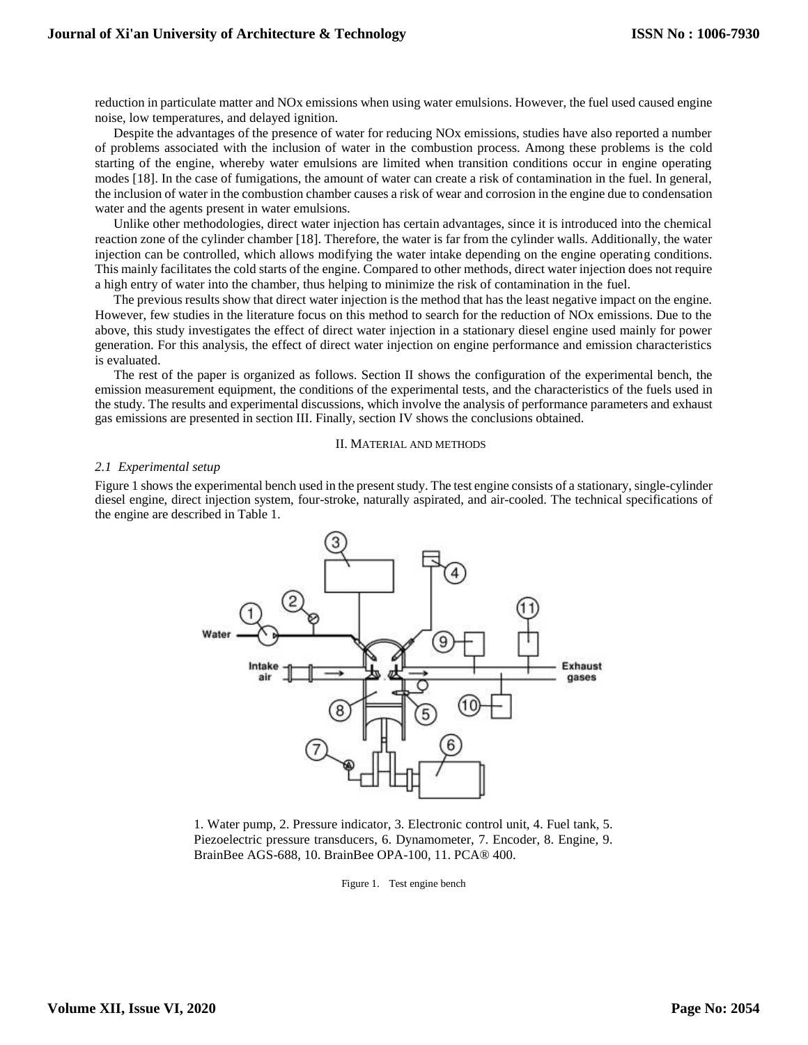reduction in particulate matter and NOx emissions when using water emulsions. However, the fuel used caused engine noise, low temperatures, and delayed ignition.

Despite the advantages of the presence of water for reducing NOx emissions, studies have also reported a number of problems associated with the inclusion of water in the combustion process. Among these problems is the cold starting of the engine, whereby water emulsions are limited when transition conditions occur in engine operating modes [18]. In the case of fumigations, the amount of water can create a risk of contamination in the fuel. In general, the inclusion of water in the combustion chamber causes a risk of wear and corrosion in the engine due to condensation water and the agents present in water emulsions.

Unlike other methodologies, direct water injection has certain advantages, since it is introduced into the chemical reaction zone of the cylinder chamber [18]. Therefore, the water is far from the cylinder walls. Additionally, the water injection can be controlled, which allows modifying the water intake depending on the engine operating conditions. This mainly facilitates the cold starts of the engine. Compared to other methods, direct water injection does not require a high entry of water into the chamber, thus helping to minimize the risk of contamination in the fuel.

The previous results show that direct water injection is the method that has the least negative impact on the engine. However, few studies in the literature focus on this method to search for the reduction of NOx emissions. Due to the above, this study investigates the effect of direct water injection in a stationary diesel engine used mainly for power generation. For this analysis, the effect of direct water injection on engine performance and emission characteristics is evaluated.

The rest of the paper is organized as follows. Section II shows the configuration of the experimental bench, the emission measurement equipment, the conditions of the experimental tests, and the characteristics of the fuels used in the study. The results and experimental discussions, which involve the analysis of performance parameters and exhaust gas emissions are presented in section III. Finally, section IV shows the conclusions obtained.

## II. Material and methods

### *2.1 Experimental setup*

Figure 1 shows the experimental bench used in the present study. The test engine consists of a stationary, single-cylinder diesel engine, direct injection system, four-stroke, naturally aspirated, and air-cooled. The technical specifications of the engine are described in Table 1.

1. Water pump, 2. Pressure indicator, 3. Electronic control unit, 4. Fuel tank, 5. Piezoelectric pressure transducers, 6. Dynamometer, 7. Encoder, 8. Engine, 9. BrainBee AGS-688, 10. BrainBee OPA-100, 11. PCA® 400.

Figure 1. Test engine bench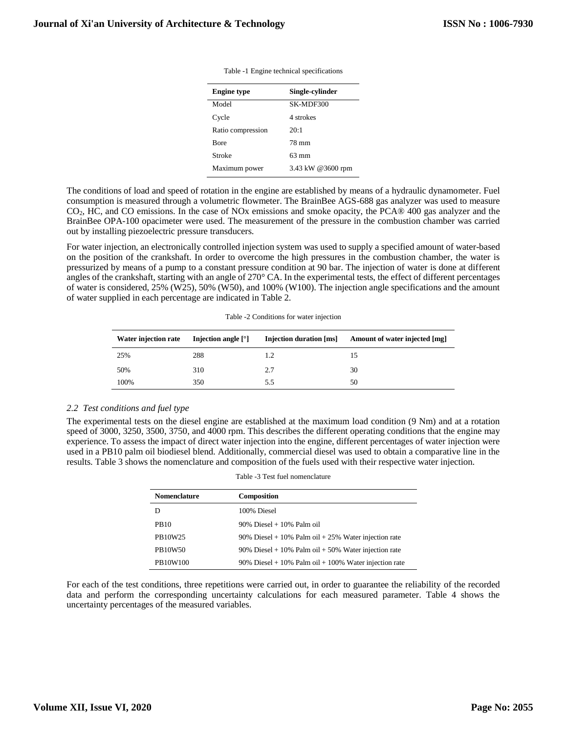Table -1 Engine technical specifications

| Engine type | Single-cylinder |
|---|---|
| Model | SK-MDF300 |
| Cycle | 4 strokes |
| Ratio compression | 20:1 |
| Bore | 78 mm |
| Stroke | 63 mm |
| Maximum power | 3.43 kW @3600 rpm |

The conditions of load and speed of rotation in the engine are established by means of a hydraulic dynamometer. Fuel consumption is measured through a volumetric flowmeter. The BrainBee AGS-688 gas analyzer was used to measure $CO_2$, HC, and CO emissions. In the case of NOx emissions and smoke opacity, the PCA® 400 gas analyzer and the BrainBee OPA-100 opacimeter were used. The measurement of the pressure in the combustion chamber was carried out by installing piezoelectric pressure transducers.

For water injection, an electronically controlled injection system was used to supply a specified amount of water-based on the position of the crankshaft. In order to overcome the high pressures in the combustion chamber, the water is pressurized by means of a pump to a constant pressure condition at 90 bar. The injection of water is done at different angles of the crankshaft, starting with an angle of 270° CA. In the experimental tests, the effect of different percentages of water is considered, 25% (W25), 50% (W50), and 100% (W100). The injection angle specifications and the amount of water supplied in each percentage are indicated in Table 2.

Table -2 Conditions for water injection

| Water injection rate | Injection angle [°] | Injection duration [ms] | Amount of water injected [mg] |
|---|---|---|---|
| 25% | 288 | 1.2 | 15 |
| 50% | 310 | 2.7 | 30 |
| 100% | 350 | 5.5 | 50 |

### *2.2 Test conditions and fuel type*

The experimental tests on the diesel engine are established at the maximum load condition (9 Nm) and at a rotation speed of 3000, 3250, 3500, 3750, and 4000 rpm. This describes the different operating conditions that the engine may experience. To assess the impact of direct water injection into the engine, different percentages of water injection were used in a PB10 palm oil biodiesel blend. Additionally, commercial diesel was used to obtain a comparative line in the results. Table 3 shows the nomenclature and composition of the fuels used with their respective water injection.

Table -3 Test fuel nomenclature

| Nomenclature | Composition |
|---|---|
| D | 100% Diesel |
| PB10 | 90% Diesel + 10% Palm oil |
| PB10W25 | 90% Diesel + 10% Palm oil + 25% Water injection rate |
| PB10W50 | 90% Diesel + 10% Palm oil + 50% Water injection rate |
| PB10W100 | 90% Diesel + 10% Palm oil + 100% Water injection rate |

For each of the test conditions, three repetitions were carried out, in order to guarantee the reliability of the recorded data and perform the corresponding uncertainty calculations for each measured parameter. Table 4 shows the uncertainty percentages of the measured variables.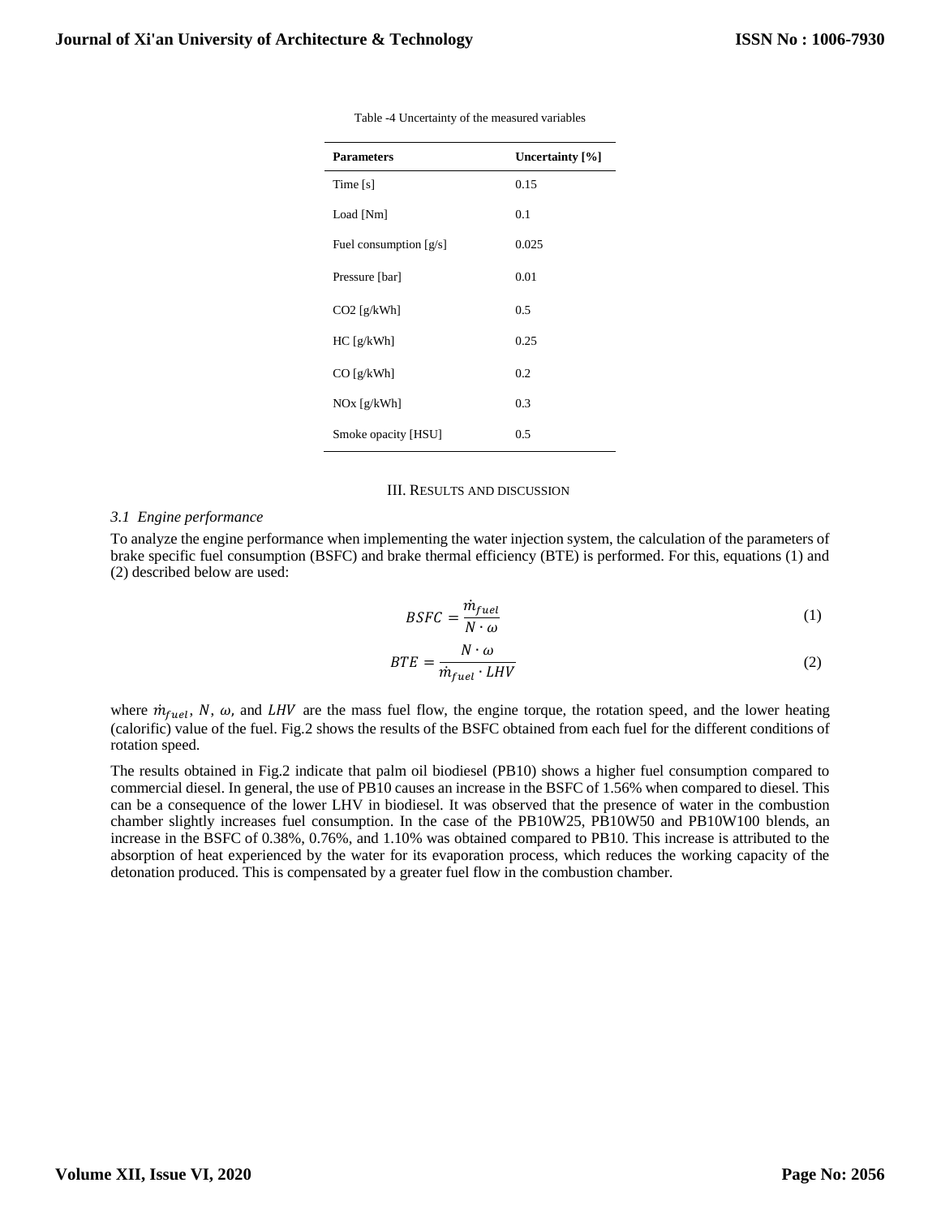Table -4 Uncertainty of the measured variables

| Parameters | Uncertainty [%] |
|---|---|
| Time [s] | 0.15 |
| Load [Nm] | 0.1 |
| Fuel consumption [g/s] | 0.025 |
| Pressure [bar] | 0.01 |
| $CO_2$ [g/kWh] | 0.5 |
| HC [g/kWh] | 0.25 |
| CO [g/kWh] | 0.2 |
| $NO_x$ [g/kWh] | 0.3 |
| Smoke opacity [HSU] | 0.5 |

## III. Results and discussion

### *3.1 Engine performance*

To analyze the engine performance when implementing the water injection system, the calculation of the parameters of brake specific fuel consumption (BSFC) and brake thermal efficiency (BTE) is performed. For this, equations (1) and (2) described below are used:

$$BSFC = \frac{\dot{m}_{fuel}}{N \cdot \omega} \tag{1}$$

$$BTE = \frac{N \cdot \omega}{\dot{m}_{fuel} \cdot LHV} \tag{2}$$

where $\dot{m}_{fuel}$, $N$, $\omega$, and $LHV$ are the mass fuel flow, the engine torque, the rotation speed, and the lower heating (calorific) value of the fuel. Fig.2 shows the results of the BSFC obtained from each fuel for the different conditions of rotation speed.

The results obtained in Fig.2 indicate that palm oil biodiesel (PB10) shows a higher fuel consumption compared to commercial diesel. In general, the use of PB10 causes an increase in the BSFC of 1.56% when compared to diesel. This can be a consequence of the lower LHV in biodiesel. It was observed that the presence of water in the combustion chamber slightly increases fuel consumption. In the case of the PB10W25, PB10W50 and PB10W100 blends, an increase in the BSFC of 0.38%, 0.76%, and 1.10% was obtained compared to PB10. This increase is attributed to the absorption of heat experienced by the water for its evaporation process, which reduces the working capacity of the detonation produced. This is compensated by a greater fuel flow in the combustion chamber.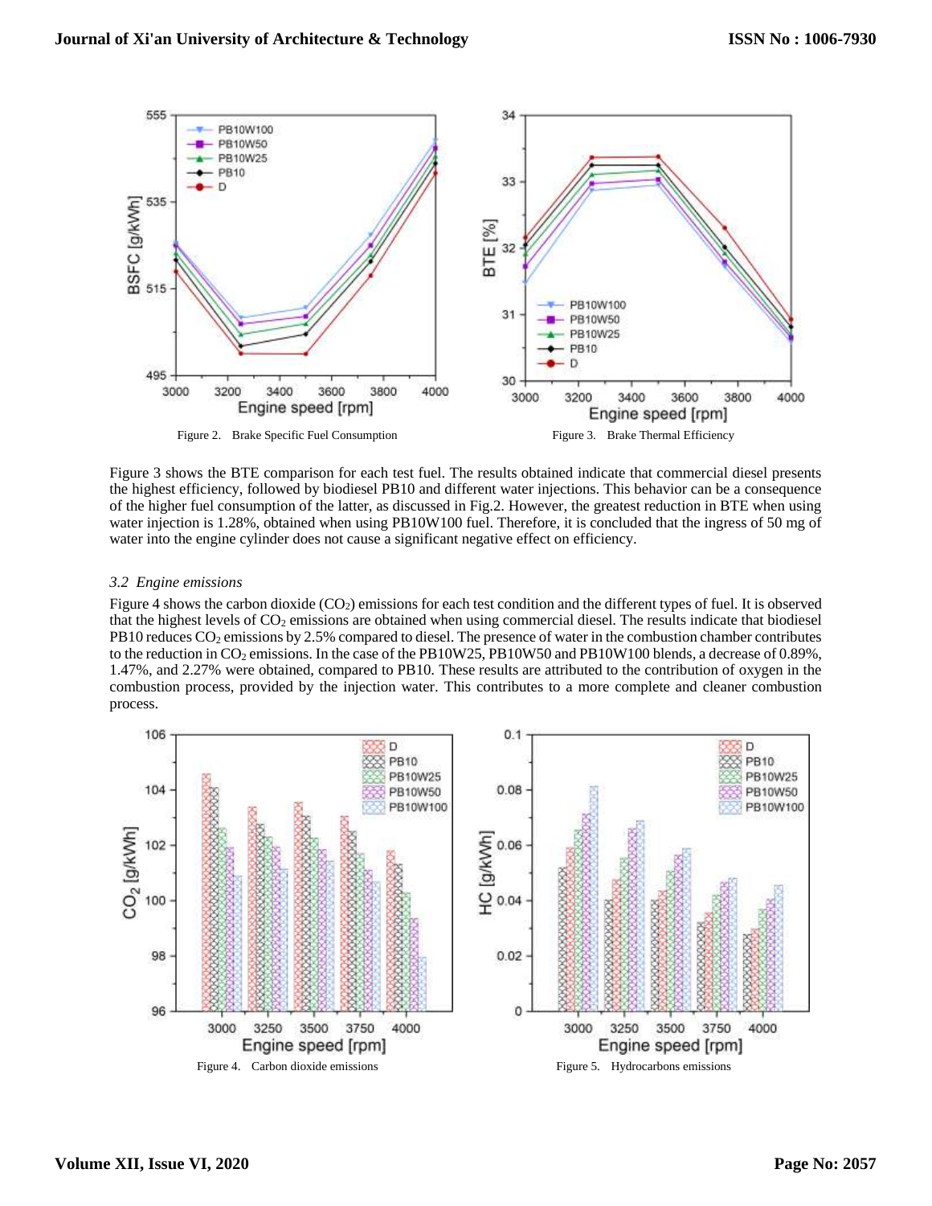Figure 2. Brake Specific Fuel Consumption

Figure 3. Brake Thermal Efficiency

Figure 3 shows the BTE comparison for each test fuel. The results obtained indicate that commercial diesel presents the highest efficiency, followed by biodiesel PB10 and different water injections. This behavior can be a consequence of the higher fuel consumption of the latter, as discussed in Fig.2. However, the greatest reduction in BTE when using water injection is 1.28%, obtained when using PB10W100 fuel. Therefore, it is concluded that the ingress of 50 mg of water into the engine cylinder does not cause a significant negative effect on efficiency.

### *3.2 Engine emissions*

Figure 4 shows the carbon dioxide ($CO_2$) emissions for each test condition and the different types of fuel. It is observed that the highest levels of $CO_2$ emissions are obtained when using commercial diesel. The results indicate that biodiesel PB10 reduces $CO_2$ emissions by 2.5% compared to diesel. The presence of water in the combustion chamber contributes to the reduction in $CO_2$ emissions. In the case of the PB10W25, PB10W50 and PB10W100 blends, a decrease of 0.89%, 1.47%, and 2.27% were obtained, compared to PB10. These results are attributed to the contribution of oxygen in the combustion process, provided by the injection water. This contributes to a more complete and cleaner combustion process.

Figure 4. Carbon dioxide emissions

Figure 5. Hydrocarbons emissions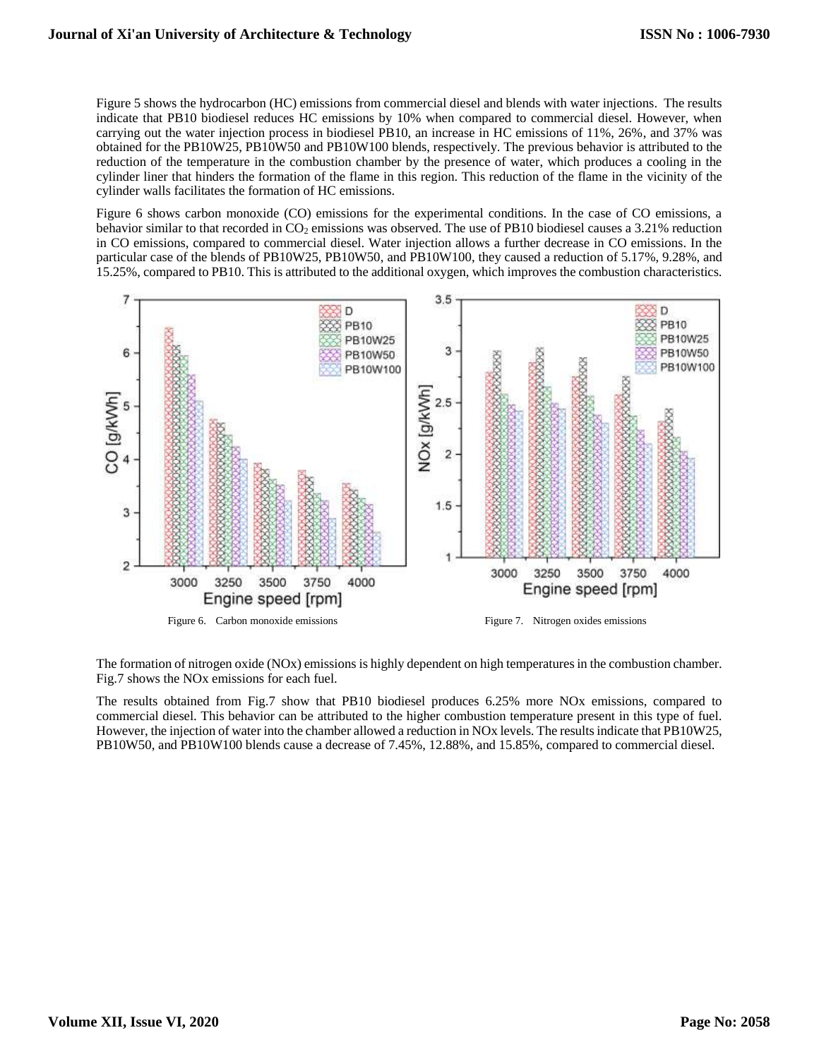Figure 5 shows the hydrocarbon (HC) emissions from commercial diesel and blends with water injections. The results indicate that PB10 biodiesel reduces HC emissions by 10% when compared to commercial diesel. However, when carrying out the water injection process in biodiesel PB10, an increase in HC emissions of 11%, 26%, and 37% was obtained for the PB10W25, PB10W50 and PB10W100 blends, respectively. The previous behavior is attributed to the reduction of the temperature in the combustion chamber by the presence of water, which produces a cooling in the cylinder liner that hinders the formation of the flame in this region. This reduction of the flame in the vicinity of the cylinder walls facilitates the formation of HC emissions.

Figure 6 shows carbon monoxide (CO) emissions for the experimental conditions. In the case of CO emissions, a behavior similar to that recorded in $CO_2$ emissions was observed. The use of PB10 biodiesel causes a 3.21% reduction in CO emissions, compared to commercial diesel. Water injection allows a further decrease in CO emissions. In the particular case of the blends of PB10W25, PB10W50, and PB10W100, they caused a reduction of 5.17%, 9.28%, and 15.25%, compared to PB10. This is attributed to the additional oxygen, which improves the combustion characteristics.

Figure 6. Carbon monoxide emissions

Figure 7. Nitrogen oxides emissions

The formation of nitrogen oxide (NOx) emissions is highly dependent on high temperatures in the combustion chamber. Fig.7 shows the NOx emissions for each fuel.

The results obtained from Fig.7 show that PB10 biodiesel produces 6.25% more NOx emissions, compared to commercial diesel. This behavior can be attributed to the higher combustion temperature present in this type of fuel. However, the injection of water into the chamber allowed a reduction in NOx levels. The results indicate that PB10W25, PB10W50, and PB10W100 blends cause a decrease of 7.45%, 12.88%, and 15.85%, compared to commercial diesel.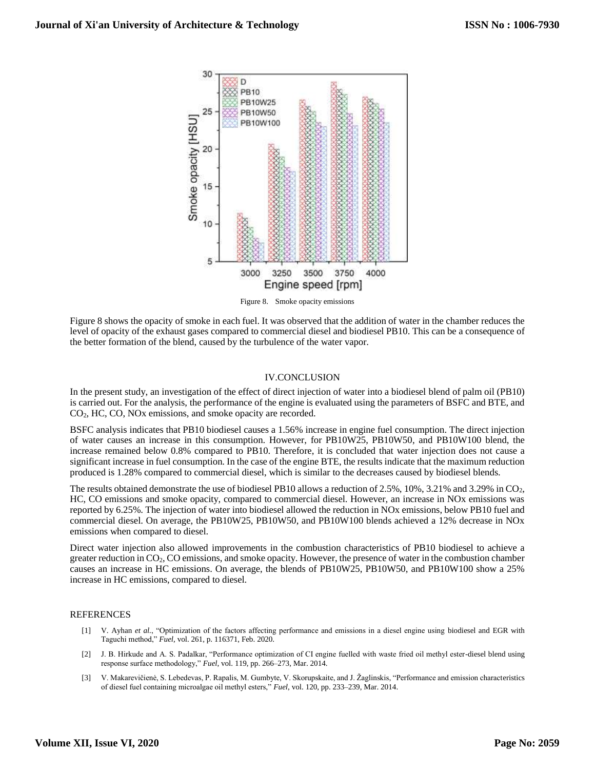Figure 8. Smoke opacity emissions

Figure 8 shows the opacity of smoke in each fuel. It was observed that the addition of water in the chamber reduces the level of opacity of the exhaust gases compared to commercial diesel and biodiesel PB10. This can be a consequence of the better formation of the blend, caused by the turbulence of the water vapor.

## IV.CONCLUSION

In the present study, an investigation of the effect of direct injection of water into a biodiesel blend of palm oil (PB10) is carried out. For the analysis, the performance of the engine is evaluated using the parameters of BSFC and BTE, and $CO_2$, HC, CO, NOx emissions, and smoke opacity are recorded.

BSFC analysis indicates that PB10 biodiesel causes a 1.56% increase in engine fuel consumption. The direct injection of water causes an increase in this consumption. However, for PB10W25, PB10W50, and PB10W100 blend, the increase remained below 0.8% compared to PB10. Therefore, it is concluded that water injection does not cause a significant increase in fuel consumption. In the case of the engine BTE, the results indicate that the maximum reduction produced is 1.28% compared to commercial diesel, which is similar to the decreases caused by biodiesel blends.

The results obtained demonstrate the use of biodiesel PB10 allows a reduction of 2.5%, 10%, 3.21% and 3.29% in $CO_2$, HC, CO emissions and smoke opacity, compared to commercial diesel. However, an increase in NOx emissions was reported by 6.25%. The injection of water into biodiesel allowed the reduction in NOx emissions, below PB10 fuel and commercial diesel. On average, the PB10W25, PB10W50, and PB10W100 blends achieved a 12% decrease in NOx emissions when compared to diesel.

Direct water injection also allowed improvements in the combustion characteristics of PB10 biodiesel to achieve a greater reduction in $CO_2$, CO emissions, and smoke opacity. However, the presence of water in the combustion chamber causes an increase in HC emissions. On average, the blends of PB10W25, PB10W50, and PB10W100 show a 25% increase in HC emissions, compared to diesel.

## REFERENCES

[1] V. Ayhan *et al.*, "Optimization of the factors affecting performance and emissions in a diesel engine using biodiesel and EGR with Taguchi method," *Fuel*, vol. 261, p. 116371, Feb. 2020.

[2] J. B. Hirkude and A. S. Padalkar, "Performance optimization of CI engine fuelled with waste fried oil methyl ester-diesel blend using response surface methodology," *Fuel*, vol. 119, pp. 266–273, Mar. 2014.

[3] V. Makarevičienė, S. Lebedevas, P. Rapalis, M. Gumbyte, V. Skorupskaite, and J. Žaglinskis, "Performance and emission characteristics of diesel fuel containing microalgae oil methyl esters," *Fuel*, vol. 120, pp. 233–239, Mar. 2014.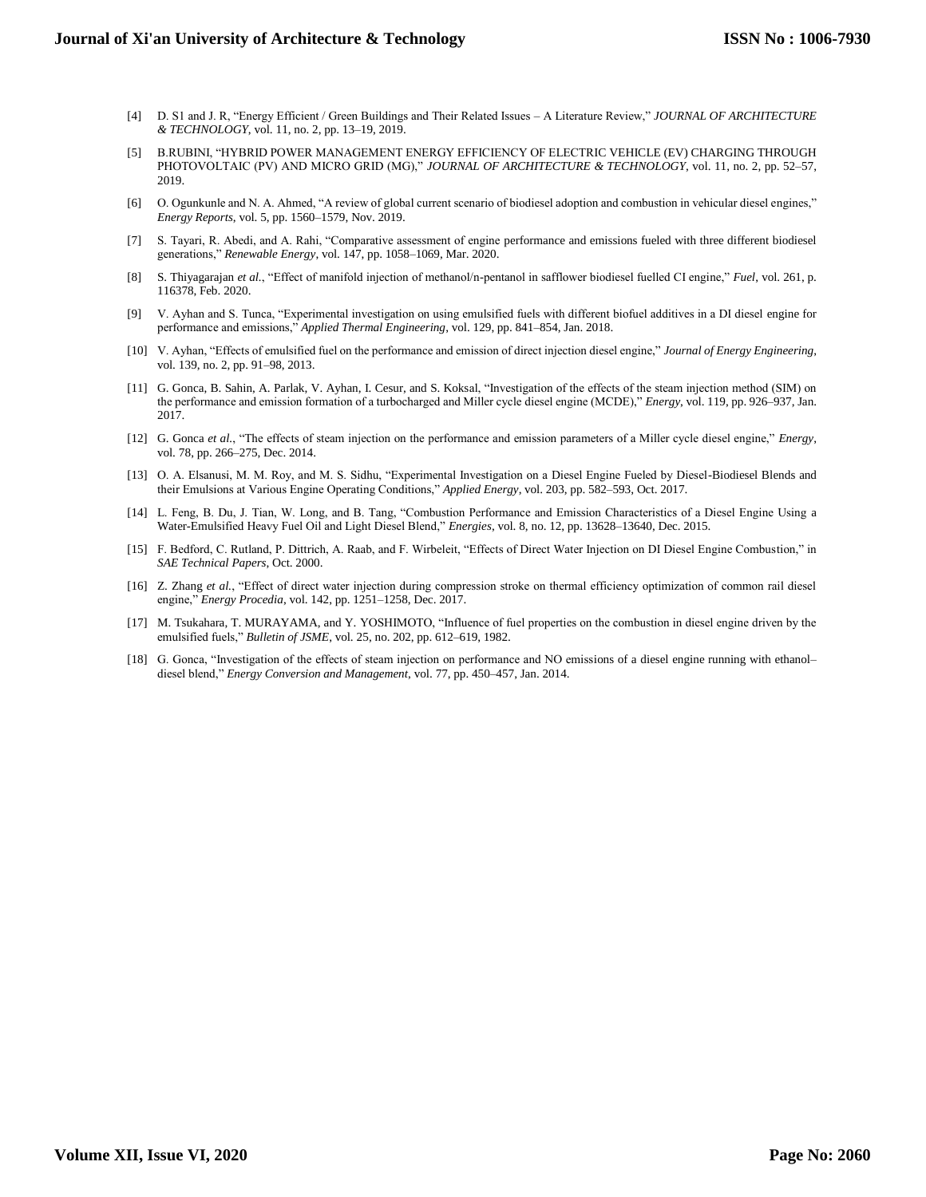[4] D. S1 and J. R, "Energy Efficient / Green Buildings and Their Related Issues – A Literature Review," *JOURNAL OF ARCHITECTURE & TECHNOLOGY*, vol. 11, no. 2, pp. 13–19, 2019.

[5] B.RUBINI, "HYBRID POWER MANAGEMENT ENERGY EFFICIENCY OF ELECTRIC VEHICLE (EV) CHARGING THROUGH PHOTOVOLTAIC (PV) AND MICRO GRID (MG)," *JOURNAL OF ARCHITECTURE & TECHNOLOGY*, vol. 11, no. 2, pp. 52–57, 2019.

[6] O. Ogunkunle and N. A. Ahmed, "A review of global current scenario of biodiesel adoption and combustion in vehicular diesel engines," *Energy Reports*, vol. 5, pp. 1560–1579, Nov. 2019.

[7] S. Tayari, R. Abedi, and A. Rahi, "Comparative assessment of engine performance and emissions fueled with three different biodiesel generations," *Renewable Energy*, vol. 147, pp. 1058–1069, Mar. 2020.

[8] S. Thiyagarajan *et al.*, "Effect of manifold injection of methanol/n-pentanol in safflower biodiesel fuelled CI engine," *Fuel*, vol. 261, p. 116378, Feb. 2020.

[9] V. Ayhan and S. Tunca, "Experimental investigation on using emulsified fuels with different biofuel additives in a DI diesel engine for performance and emissions," *Applied Thermal Engineering*, vol. 129, pp. 841–854, Jan. 2018.

[10] V. Ayhan, "Effects of emulsified fuel on the performance and emission of direct injection diesel engine," *Journal of Energy Engineering*, vol. 139, no. 2, pp. 91–98, 2013.

[11] G. Gonca, B. Sahin, A. Parlak, V. Ayhan, I. Cesur, and S. Koksal, "Investigation of the effects of the steam injection method (SIM) on the performance and emission formation of a turbocharged and Miller cycle diesel engine (MCDE)," *Energy*, vol. 119, pp. 926–937, Jan. 2017.

[12] G. Gonca *et al.*, "The effects of steam injection on the performance and emission parameters of a Miller cycle diesel engine," *Energy*, vol. 78, pp. 266–275, Dec. 2014.

[13] O. A. Elsanusi, M. M. Roy, and M. S. Sidhu, "Experimental Investigation on a Diesel Engine Fueled by Diesel-Biodiesel Blends and their Emulsions at Various Engine Operating Conditions," *Applied Energy*, vol. 203, pp. 582–593, Oct. 2017.

[14] L. Feng, B. Du, J. Tian, W. Long, and B. Tang, "Combustion Performance and Emission Characteristics of a Diesel Engine Using a Water-Emulsified Heavy Fuel Oil and Light Diesel Blend," *Energies*, vol. 8, no. 12, pp. 13628–13640, Dec. 2015.

[15] F. Bedford, C. Rutland, P. Dittrich, A. Raab, and F. Wirbeleit, "Effects of Direct Water Injection on DI Diesel Engine Combustion," in *SAE Technical Papers*, Oct. 2000.

[16] Z. Zhang *et al.*, "Effect of direct water injection during compression stroke on thermal efficiency optimization of common rail diesel engine," *Energy Procedia*, vol. 142, pp. 1251–1258, Dec. 2017.

[17] M. Tsukahara, T. MURAYAMA, and Y. YOSHIMOTO, "Influence of fuel properties on the combustion in diesel engine driven by the emulsified fuels," *Bulletin of JSME*, vol. 25, no. 202, pp. 612–619, 1982.

[18] G. Gonca, "Investigation of the effects of steam injection on performance and NO emissions of a diesel engine running with ethanol–diesel blend," *Energy Conversion and Management*, vol. 77, pp. 450–457, Jan. 2014.